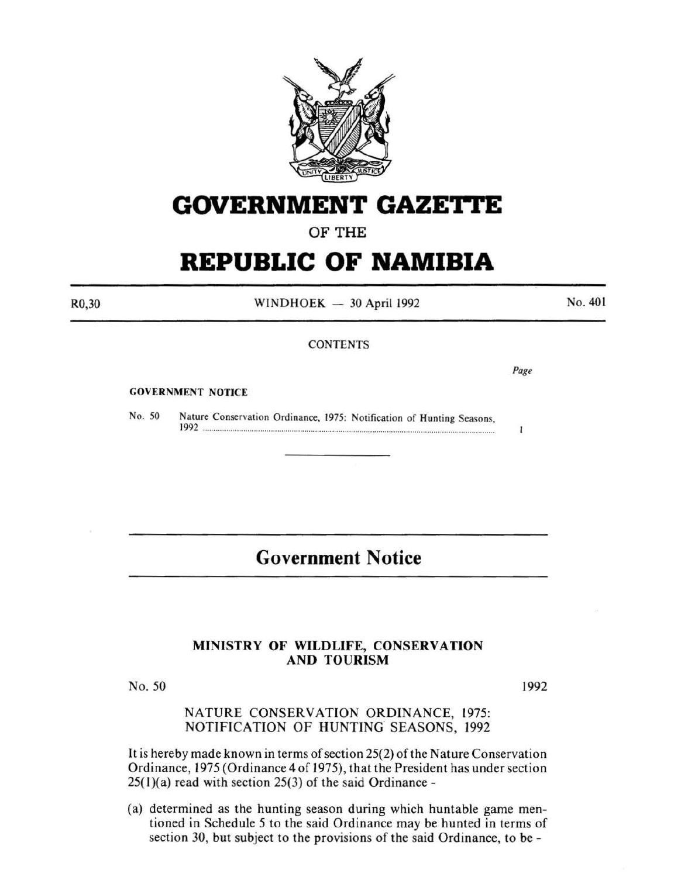# GOVERNMENT GAZETTE

OF THE

# REPUBLIC OF NAMIBIA

R0,30 WINDHOEK — 30 April 1992 No. 401

CONTENTS

*Page*

**GOVERNMENT NOTICE**

No. 50 Nature Conservation Ordinance, 1975: Notification of Hunting Seasons, 1992 ........................................................................ 1

---

## Government Notice

### MINISTRY OF WILDLIFE, CONSERVATION AND TOURISM

No. 50 1992

NATURE CONSERVATION ORDINANCE, 1975: NOTIFICATION OF HUNTING SEASONS, 1992

It is hereby made known in terms of section 25(2) of the Nature Conservation Ordinance, 1975 (Ordinance 4 of 1975), that the President has under section 25(1)(a) read with section 25(3) of the said Ordinance -

(a) determined as the hunting season during which huntable game mentioned in Schedule 5 to the said Ordinance may be hunted in terms of section 30, but subject to the provisions of the said Ordinance, to be -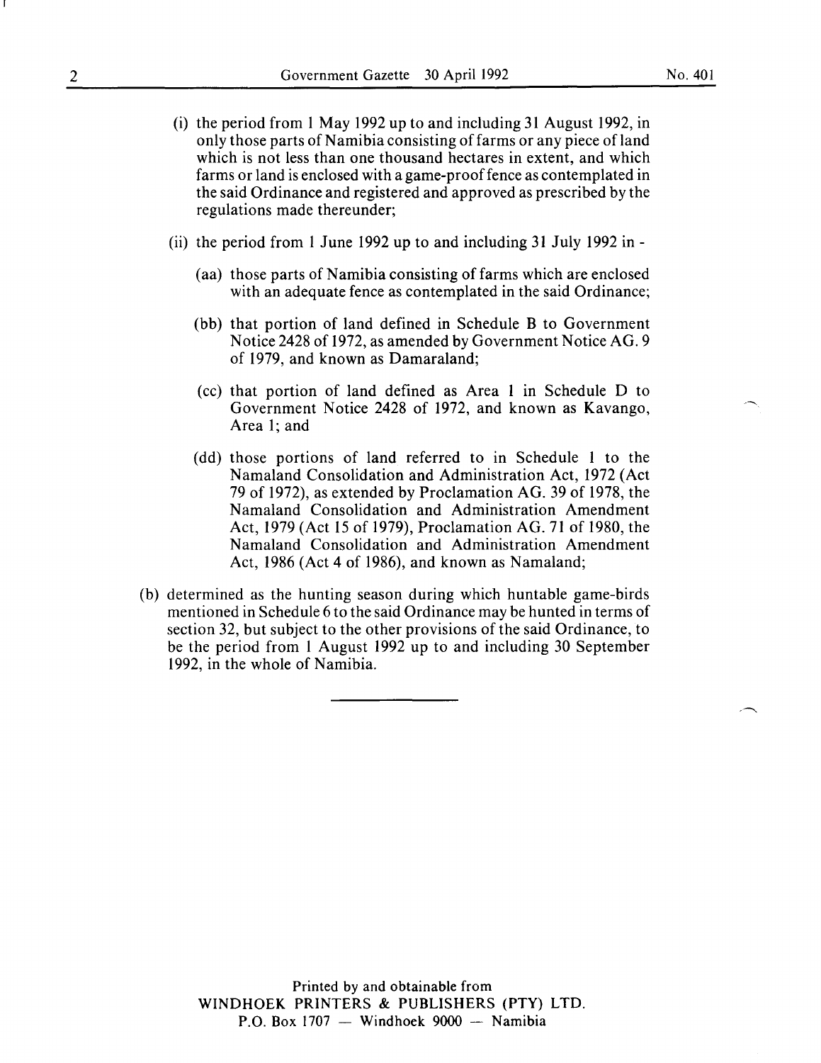(i) the period from 1 May 1992 up to and including 31 August 1992, in only those parts of Namibia consisting of farms or any piece of land which is not less than one thousand hectares in extent, and which farms or land is enclosed with a game-proof fence as contemplated in the said Ordinance and registered and approved as prescribed by the regulations made thereunder;

(ii) the period from 1 June 1992 up to and including 31 July 1992 in -

(aa) those parts of Namibia consisting of farms which are enclosed with an adequate fence as contemplated in the said Ordinance;

(bb) that portion of land defined in Schedule B to Government Notice 2428 of 1972, as amended by Government Notice AG. 9 of 1979, and known as Damaraland;

(cc) that portion of land defined as Area 1 in Schedule D to Government Notice 2428 of 1972, and known as Kavango, Area 1; and

(dd) those portions of land referred to in Schedule 1 to the Namaland Consolidation and Administration Act, 1972 (Act 79 of 1972), as extended by Proclamation AG. 39 of 1978, the Namaland Consolidation and Administration Amendment Act, 1979 (Act 15 of 1979), Proclamation AG. 71 of 1980, the Namaland Consolidation and Administration Amendment Act, 1986 (Act 4 of 1986), and known as Namaland;

(b) determined as the hunting season during which huntable game-birds mentioned in Schedule 6 to the said Ordinance may be hunted in terms of section 32, but subject to the other provisions of the said Ordinance, to be the period from 1 August 1992 up to and including 30 September 1992, in the whole of Namibia.

---

Printed by and obtainable from
WINDHOEK PRINTERS & PUBLISHERS (PTY) LTD.
P.O. Box 1707 — Windhoek 9000 — Namibia